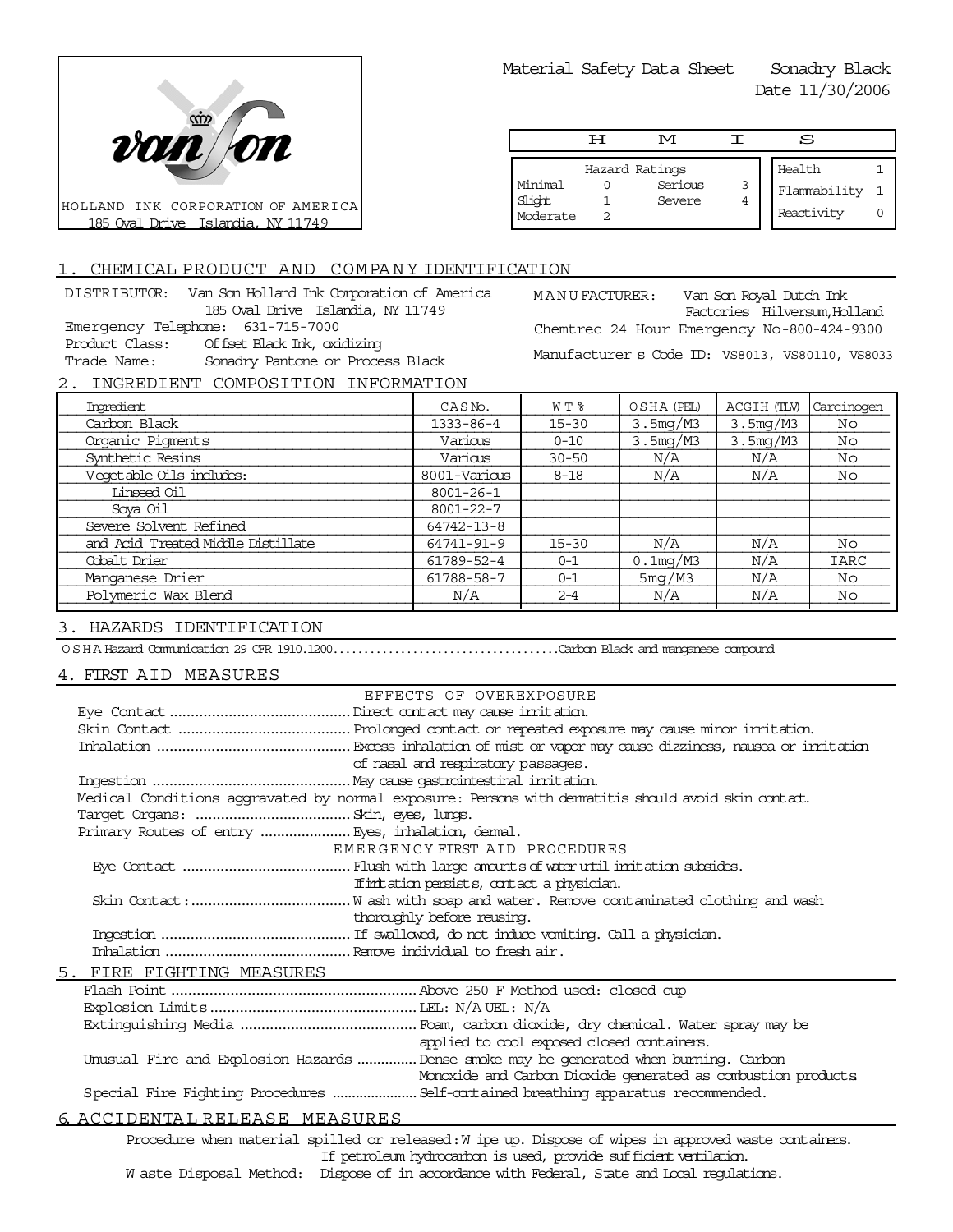van son

HOLLAND INK CORPORATION OF AMERICA
185 Oval Drive Islandia, NY 11749

Material Safety Data Sheet Sonadry Black
Date 11/30/2006

| H | M | I | S |
|---|---|---|---|

| Hazard Ratings | | | |
|---|---|---|---|
| Minimal | 0 | Serious | 3 |
| Slight | 1 | Severe | 4 |
| Moderate | 2 | | |

| | |
|---|---|
| Health | 1 |
| Flammability | 1 |
| Reactivity | 0 |

## 1. CHEMICAL PRODUCT AND COMPANY IDENTIFICATION

DISTRIBUTOR: Van Son Holland Ink Corporation of America
185 Oval Drive Islandia, NY 11749
Emergency Telephone: 631-715-7000
Product Class: Offset Black Ink, oxidizing
Trade Name: Sonadry Pantone or Process Black

MANUFACTURER: Van Son Royal Dutch Ink Factories Hilversum,Holland
Chemtrec 24 Hour Emergency No-800-424-9300
Manufacturer s Code ID: VS8013, VS80110, VS8033

## 2. INGREDIENT COMPOSITION INFORMATION

| Ingredient | CAS No. | WT% | OSHA (PEL) | ACGIH (TLV) | Carcinogen |
|---|---|---|---|---|---|
| Carbon Black | 1333-86-4 | 15-30 | 3.5mg/M3 | 3.5mg/M3 | No |
| Organic Pigments | Various | 0-10 | 3.5mg/M3 | 3.5mg/M3 | No |
| Synthetic Resins | Various | 30-50 | N/A | N/A | No |
| Vegetable Oils includes: | 8001-Various | 8-18 | N/A | N/A | No |
| Linseed Oil | 8001-26-1 | | | | |
| Soya Oil | 8001-22-7 | | | | |
| Severe Solvent Refined | 64742-13-8 | | | | |
| and Acid Treated Middle Distillate | 64741-91-9 | 15-30 | N/A | N/A | No |
| Cobalt Drier | 61789-52-4 | 0-1 | 0.1mg/M3 | N/A | IARC |
| Manganese Drier | 61788-58-7 | 0-1 | 5mg/M3 | N/A | No |
| Polymeric Wax Blend | N/A | 2-4 | N/A | N/A | No |

## 3. HAZARDS IDENTIFICATION

OSHA Hazard Communication 29 CFR 1910.1200....................................Carbon Black and manganese compound

## 4. FIRST AID MEASURES

EFFECTS OF OVEREXPOSURE

Eye Contact .......................................... Direct contact may cause irritation.
Skin Contact ......................................... Prolonged contact or repeated exposure may cause minor irritation.
Inhalation ............................................. Excess inhalation of mist or vapor may cause dizziness, nausea or irritation of nasal and respiratory passages.
Ingestion .............................................. May cause gastrointestinal irritation.
Medical Conditions aggravated by normal exposure: Persons with dermatitis should avoid skin contact.
Target Organs: .................................... Skin, eyes, lungs.
Primary Routes of entry ...................... Eyes, inhalation, dermal.

EMERGENCY FIRST AID PROCEDURES

Eye Contact ........................................ Flush with large amounts of water until irritation subsides. If irritation persists, contact a physician.
Skin Contact :...................................... Wash with soap and water. Remove contaminated clothing and wash thoroughly before reusing.
Ingestion ............................................ If swallowed, do not induce vomiting. Call a physician.
Inhalation ........................................... Remove individual to fresh air.

## 5. FIRE FIGHTING MEASURES

Flash Point ........................................................ Above 250 F Method used: closed cup
Explosion Limits ................................................ LEL: N/A UEL: N/A
Extinguishing Media .......................................... Foam, carbon dioxide, dry chemical. Water spray may be applied to cool exposed closed containers.
Unusual Fire and Explosion Hazards ............... Dense smoke may be generated when burning. Carbon Monoxide and Carbon Dioxide generated as combustion products
Special Fire Fighting Procedures ..................... Self-contained breathing apparatus recommended.

## 6. ACCIDENTAL RELEASE MEASURES

Procedure when material spilled or released: Wipe up. Dispose of wipes in approved waste containers. If petroleum hydrocarbon is used, provide sufficient ventilation.
Waste Disposal Method: Dispose of in accordance with Federal, State and Local regulations.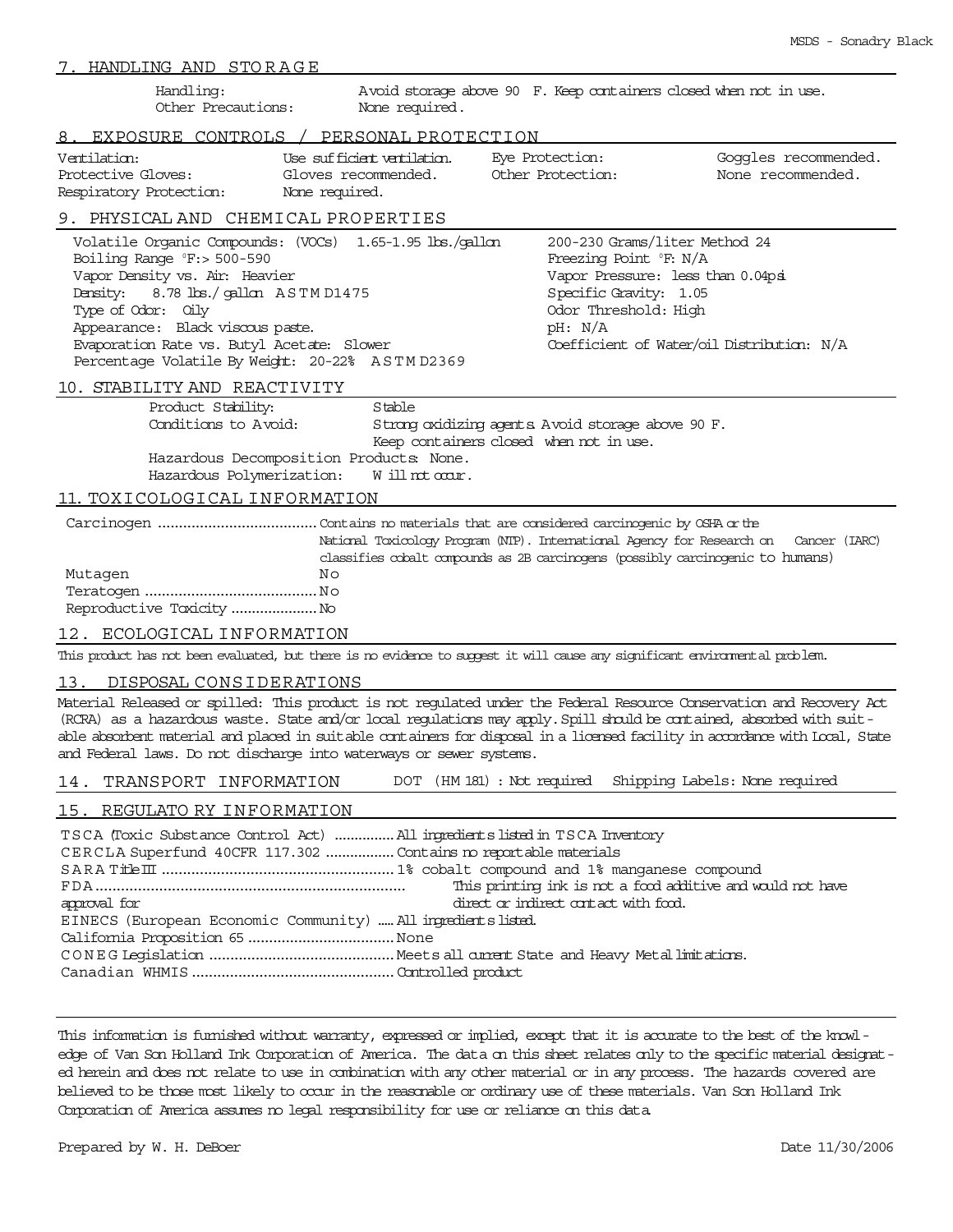## 7. HANDLING AND STORAGE

| | |
|---|---|
| Handling: | Avoid storage above 90 F. Keep containers closed when not in use. |
| Other Precautions: | None required. |

## 8. EXPOSURE CONTROLS / PERSONAL PROTECTION

| | | | |
|---|---|---|---|
| Ventilation: | Use sufficient ventilation. | Eye Protection: | Goggles recommended. |
| Protective Gloves: | Gloves recommended. | Other Protection: | None recommended. |
| Respiratory Protection: | None required. | | |

## 9. PHYSICAL AND CHEMICAL PROPERTIES

Volatile Organic Compounds: (VOCs) 1.65-1.95 lbs./gallon — 200-230 Grams/liter Method 24
Boiling Range °F:> 500-590
Freezing Point °F: N/A
Vapor Density vs. Air: Heavier
Vapor Pressure: less than 0.04psi
Density: 8.78 lbs./gallon ASTM D1475
Specific Gravity: 1.05
Type of Odor: Oily
Odor Threshold: High
Appearance: Black viscous paste.
pH: N/A
Evaporation Rate vs. Butyl Acetate: Slower
Coefficient of Water/oil Distribution: N/A
Percentage Volatile By Weight: 20-22% ASTM D2369

## 10. STABILITY AND REACTIVITY

Product Stability: Stable
Conditions to Avoid: Strong oxidizing agents. Avoid storage above 90 F. Keep containers closed when not in use.
Hazardous Decomposition Products: None.
Hazardous Polymerization: Will not occur.

## 11. TOXICOLOGICAL INFORMATION

Carcinogen ...................................... Contains no materials that are considered carcinogenic by OSHA or the National Toxicology Program (NTP). International Agency for Research on Cancer (IARC) classifies cobalt compounds as 2B carcinogens (possibly carcinogenic to humans)
Mutagen No
Teratogen ........................................ No
Reproductive Toxicity .................... No

## 12. ECOLOGICAL INFORMATION

This product has not been evaluated, but there is no evidence to suggest it will cause any significant environmental problem.

## 13. DISPOSAL CONSIDERATIONS

Material Released or spilled: This product is not regulated under the Federal Resource Conservation and Recovery Act (RCRA) as a hazardous waste. State and/or local regulations may apply. Spill should be contained, absorbed with suitable absorbent material and placed in suitable containers for disposal in a licensed facility in accordance with Local, State and Federal laws. Do not discharge into waterways or sewer systems.

## 14. TRANSPORT INFORMATION

DOT (HM 181) : Not required Shipping Labels: None required

## 15. REGULATORY INFORMATION

TSCA (Toxic Substance Control Act) .............. All ingredients listed in TSCA Inventory
CERCLA Superfund 40CFR 117.302 ................ Contains no reportable materials
SARA Title III ....................................................... 1% cobalt compound and 1% manganese compound
FDA ........................................................................ This printing ink is not a food additive and would not have approval for direct or indirect contact with food.
EINECS (European Economic Community) ..... All ingredients listed.
California Proposition 65 .................................. None
CONEG Legislation ........................................... Meets all current State and Heavy Metal limitations.
Canadian WHMIS ............................................... Controlled product

---

This information is furnished without warranty, expressed or implied, except that it is accurate to the best of the knowledge of Van Son Holland Ink Corporation of America. The data on this sheet relates only to the specific material designated herein and does not relate to use in combination with any other material or in any process. The hazards covered are believed to be those most likely to occur in the reasonable or ordinary use of these materials. Van Son Holland Ink Corporation of America assumes no legal responsibility for use or reliance on this data.

Prepared by W. H. DeBoer

Date 11/30/2006